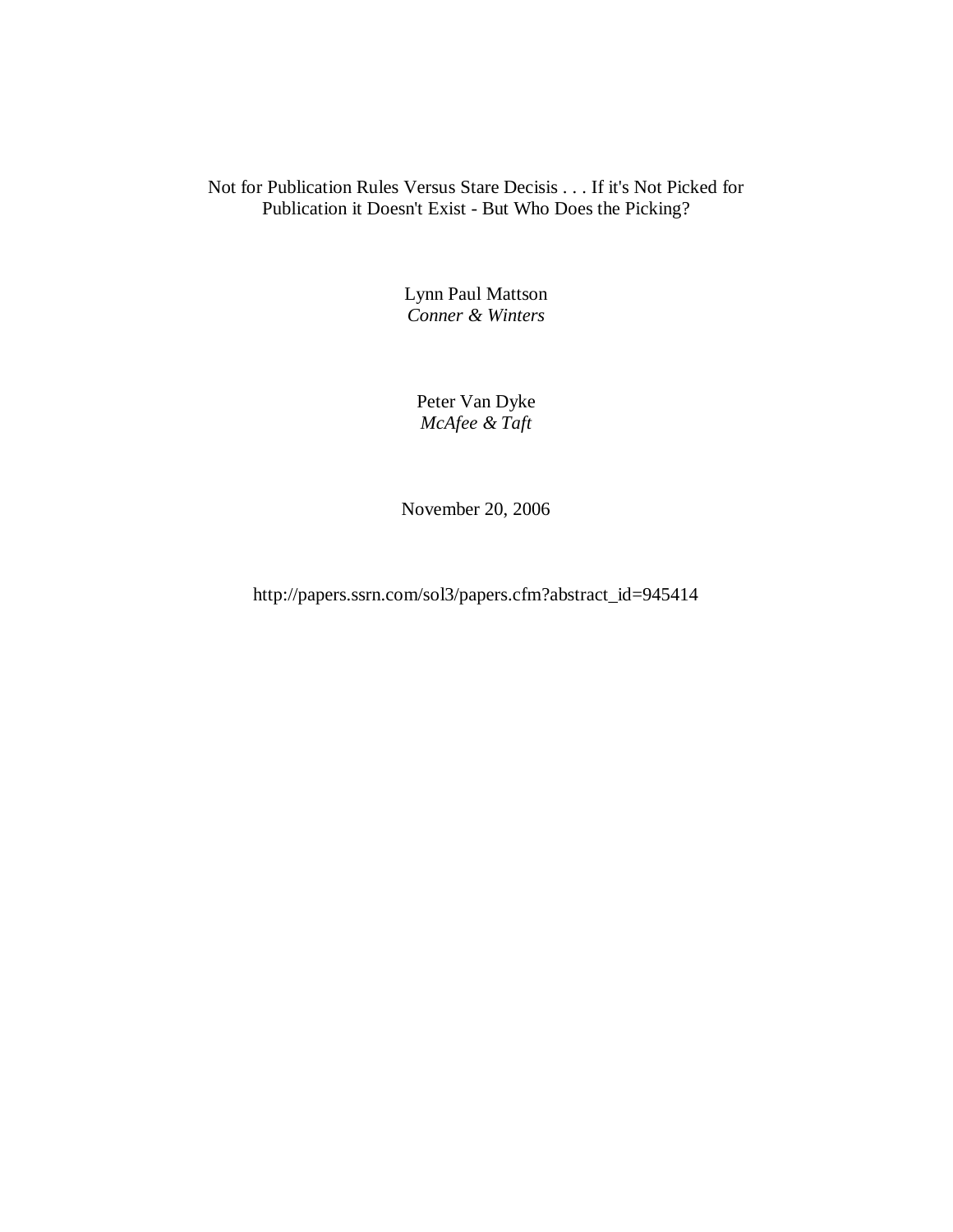# Not for Publication Rules Versus Stare Decisis . . . If it's Not Picked for Publication it Doesn't Exist - But Who Does the Picking?

Lynn Paul Mattson
*Conner & Winters*

Peter Van Dyke
*McAfee & Taft*

November 20, 2006

http://papers.ssrn.com/sol3/papers.cfm?abstract_id=945414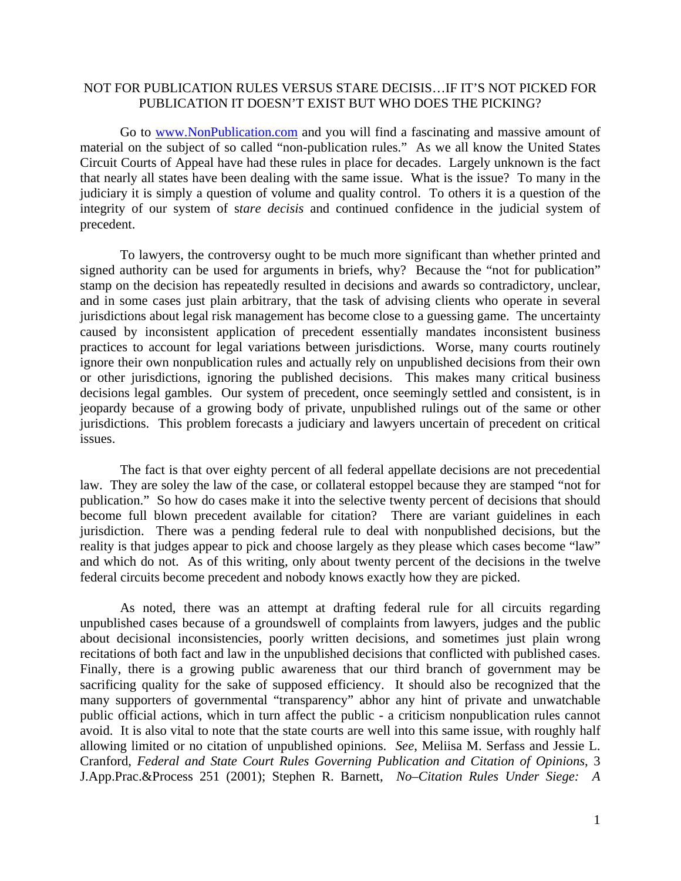NOT FOR PUBLICATION RULES VERSUS STARE DECISIS…IF IT'S NOT PICKED FOR PUBLICATION IT DOESN'T EXIST BUT WHO DOES THE PICKING?

Go to [www.NonPublication.com](www.NonPublication.com) and you will find a fascinating and massive amount of material on the subject of so called "non-publication rules." As we all know the United States Circuit Courts of Appeal have had these rules in place for decades. Largely unknown is the fact that nearly all states have been dealing with the same issue. What is the issue? To many in the judiciary it is simply a question of volume and quality control. To others it is a question of the integrity of our system of s*tare decisis* and continued confidence in the judicial system of precedent.

To lawyers, the controversy ought to be much more significant than whether printed and signed authority can be used for arguments in briefs, why? Because the "not for publication" stamp on the decision has repeatedly resulted in decisions and awards so contradictory, unclear, and in some cases just plain arbitrary, that the task of advising clients who operate in several jurisdictions about legal risk management has become close to a guessing game. The uncertainty caused by inconsistent application of precedent essentially mandates inconsistent business practices to account for legal variations between jurisdictions. Worse, many courts routinely ignore their own nonpublication rules and actually rely on unpublished decisions from their own or other jurisdictions, ignoring the published decisions. This makes many critical business decisions legal gambles. Our system of precedent, once seemingly settled and consistent, is in jeopardy because of a growing body of private, unpublished rulings out of the same or other jurisdictions. This problem forecasts a judiciary and lawyers uncertain of precedent on critical issues.

The fact is that over eighty percent of all federal appellate decisions are not precedential law. They are soley the law of the case, or collateral estoppel because they are stamped "not for publication." So how do cases make it into the selective twenty percent of decisions that should become full blown precedent available for citation? There are variant guidelines in each jurisdiction. There was a pending federal rule to deal with nonpublished decisions, but the reality is that judges appear to pick and choose largely as they please which cases become "law" and which do not. As of this writing, only about twenty percent of the decisions in the twelve federal circuits become precedent and nobody knows exactly how they are picked.

As noted, there was an attempt at drafting federal rule for all circuits regarding unpublished cases because of a groundswell of complaints from lawyers, judges and the public about decisional inconsistencies, poorly written decisions, and sometimes just plain wrong recitations of both fact and law in the unpublished decisions that conflicted with published cases. Finally, there is a growing public awareness that our third branch of government may be sacrificing quality for the sake of supposed efficiency. It should also be recognized that the many supporters of governmental "transparency" abhor any hint of private and unwatchable public official actions, which in turn affect the public - a criticism nonpublication rules cannot avoid. It is also vital to note that the state courts are well into this same issue, with roughly half allowing limited or no citation of unpublished opinions. *See*, Meliisa M. Serfass and Jessie L. Cranford, *Federal and State Court Rules Governing Publication and Citation of Opinions*, 3 J.App.Prac.&Process 251 (2001); Stephen R. Barnett, *No–Citation Rules Under Siege: A*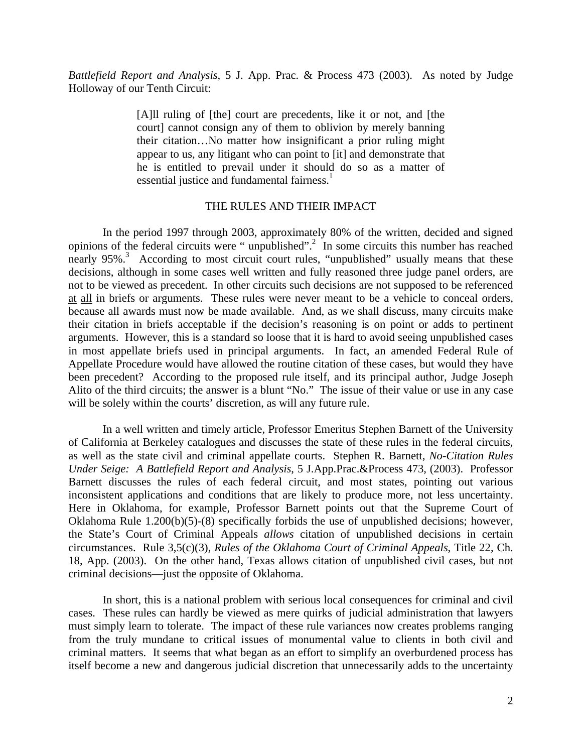*Battlefield Report and Analysis*, 5 J. App. Prac. & Process 473 (2003). As noted by Judge Holloway of our Tenth Circuit:

> [A]ll ruling of [the] court are precedents, like it or not, and [the court] cannot consign any of them to oblivion by merely banning their citation…No matter how insignificant a prior ruling might appear to us, any litigant who can point to [it] and demonstrate that he is entitled to prevail under it should do so as a matter of essential justice and fundamental fairness.[1]

## THE RULES AND THEIR IMPACT

In the period 1997 through 2003, approximately 80% of the written, decided and signed opinions of the federal circuits were " unpublished".[2] In some circuits this number has reached nearly 95%.[3] According to most circuit court rules, "unpublished" usually means that these decisions, although in some cases well written and fully reasoned three judge panel orders, are not to be viewed as precedent. In other circuits such decisions are not supposed to be referenced <u>at</u> <u>all</u> in briefs or arguments. These rules were never meant to be a vehicle to conceal orders, because all awards must now be made available. And, as we shall discuss, many circuits make their citation in briefs acceptable if the decision's reasoning is on point or adds to pertinent arguments. However, this is a standard so loose that it is hard to avoid seeing unpublished cases in most appellate briefs used in principal arguments. In fact, an amended Federal Rule of Appellate Procedure would have allowed the routine citation of these cases, but would they have been precedent? According to the proposed rule itself, and its principal author, Judge Joseph Alito of the third circuits; the answer is a blunt "No." The issue of their value or use in any case will be solely within the courts' discretion, as will any future rule.

In a well written and timely article, Professor Emeritus Stephen Barnett of the University of California at Berkeley catalogues and discusses the state of these rules in the federal circuits, as well as the state civil and criminal appellate courts. Stephen R. Barnett, *No-Citation Rules Under Seige: A Battlefield Report and Analysis*, 5 J.App.Prac.&Process 473, (2003). Professor Barnett discusses the rules of each federal circuit, and most states, pointing out various inconsistent applications and conditions that are likely to produce more, not less uncertainty. Here in Oklahoma, for example, Professor Barnett points out that the Supreme Court of Oklahoma Rule 1.200(b)(5)-(8) specifically forbids the use of unpublished decisions; however, the State's Court of Criminal Appeals *allows* citation of unpublished decisions in certain circumstances. Rule 3,5(c)(3), *Rules of the Oklahoma Court of Criminal Appeals*, Title 22, Ch. 18, App. (2003). On the other hand, Texas allows citation of unpublished civil cases, but not criminal decisions—just the opposite of Oklahoma.

In short, this is a national problem with serious local consequences for criminal and civil cases. These rules can hardly be viewed as mere quirks of judicial administration that lawyers must simply learn to tolerate. The impact of these rule variances now creates problems ranging from the truly mundane to critical issues of monumental value to clients in both civil and criminal matters. It seems that what began as an effort to simplify an overburdened process has itself become a new and dangerous judicial discretion that unnecessarily adds to the uncertainty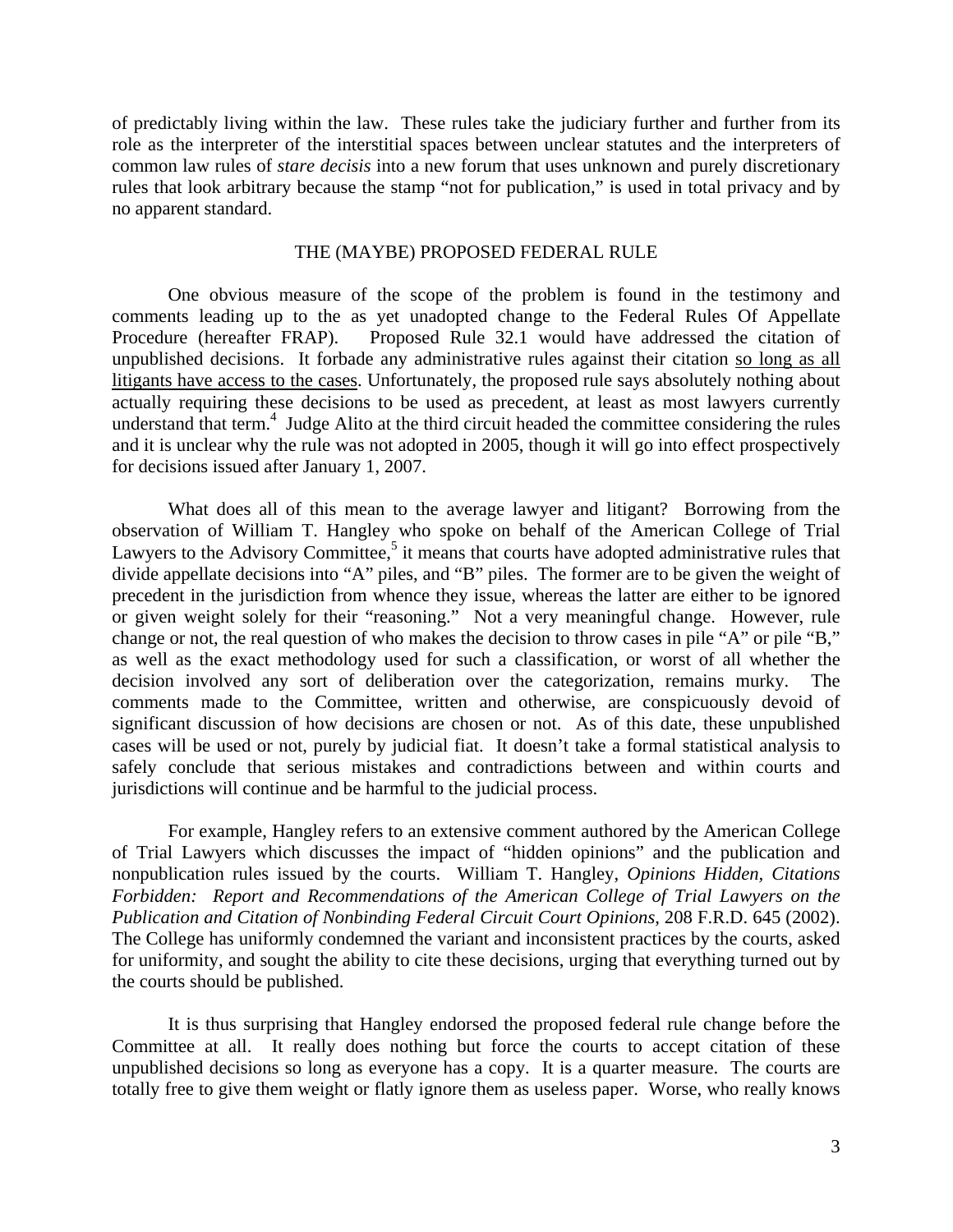of predictably living within the law. These rules take the judiciary further and further from its role as the interpreter of the interstitial spaces between unclear statutes and the interpreters of common law rules of *stare decisis* into a new forum that uses unknown and purely discretionary rules that look arbitrary because the stamp "not for publication," is used in total privacy and by no apparent standard.

## THE (MAYBE) PROPOSED FEDERAL RULE

One obvious measure of the scope of the problem is found in the testimony and comments leading up to the as yet unadopted change to the Federal Rules Of Appellate Procedure (hereafter FRAP). Proposed Rule 32.1 would have addressed the citation of unpublished decisions. It forbade any administrative rules against their citation <u>so long as all litigants have access to the cases</u>. Unfortunately, the proposed rule says absolutely nothing about actually requiring these decisions to be used as precedent, at least as most lawyers currently understand that term.[4] Judge Alito at the third circuit headed the committee considering the rules and it is unclear why the rule was not adopted in 2005, though it will go into effect prospectively for decisions issued after January 1, 2007.

What does all of this mean to the average lawyer and litigant? Borrowing from the observation of William T. Hangley who spoke on behalf of the American College of Trial Lawyers to the Advisory Committee,[5] it means that courts have adopted administrative rules that divide appellate decisions into "A" piles, and "B" piles. The former are to be given the weight of precedent in the jurisdiction from whence they issue, whereas the latter are either to be ignored or given weight solely for their "reasoning." Not a very meaningful change. However, rule change or not, the real question of who makes the decision to throw cases in pile "A" or pile "B," as well as the exact methodology used for such a classification, or worst of all whether the decision involved any sort of deliberation over the categorization, remains murky. The comments made to the Committee, written and otherwise, are conspicuously devoid of significant discussion of how decisions are chosen or not. As of this date, these unpublished cases will be used or not, purely by judicial fiat. It doesn't take a formal statistical analysis to safely conclude that serious mistakes and contradictions between and within courts and jurisdictions will continue and be harmful to the judicial process.

For example, Hangley refers to an extensive comment authored by the American College of Trial Lawyers which discusses the impact of "hidden opinions" and the publication and nonpublication rules issued by the courts. William T. Hangley, *Opinions Hidden, Citations Forbidden: Report and Recommendations of the American College of Trial Lawyers on the Publication and Citation of Nonbinding Federal Circuit Court Opinions*, 208 F.R.D. 645 (2002). The College has uniformly condemned the variant and inconsistent practices by the courts, asked for uniformity, and sought the ability to cite these decisions, urging that everything turned out by the courts should be published.

It is thus surprising that Hangley endorsed the proposed federal rule change before the Committee at all. It really does nothing but force the courts to accept citation of these unpublished decisions so long as everyone has a copy. It is a quarter measure. The courts are totally free to give them weight or flatly ignore them as useless paper. Worse, who really knows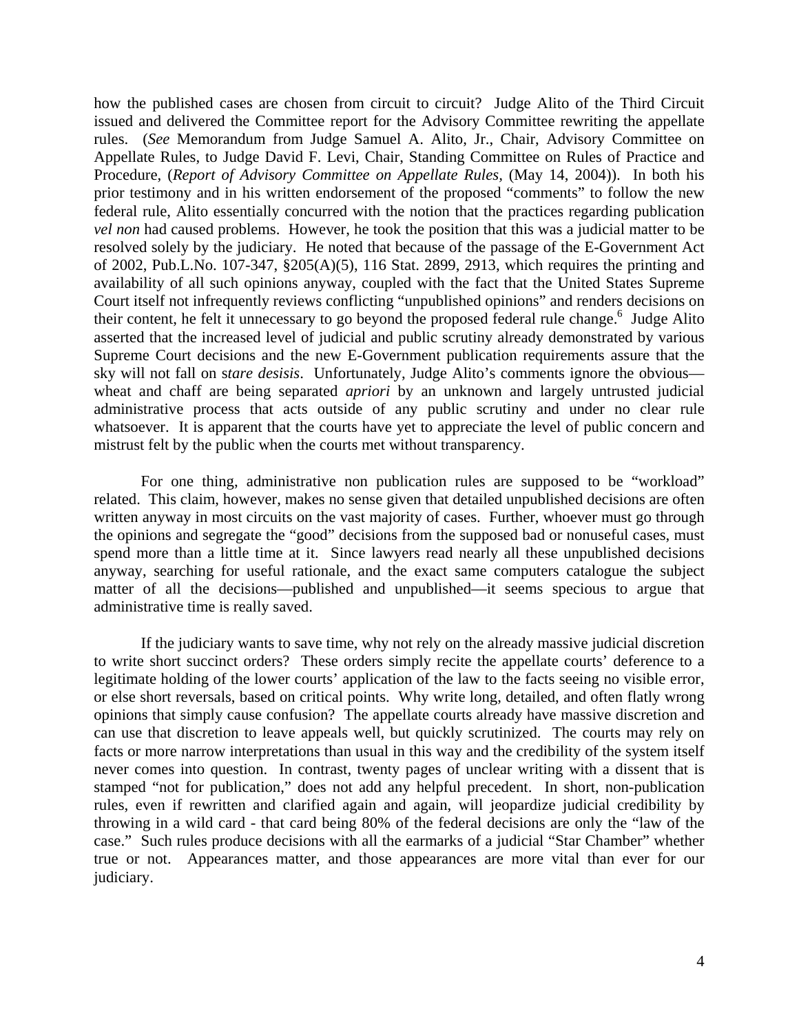how the published cases are chosen from circuit to circuit? Judge Alito of the Third Circuit issued and delivered the Committee report for the Advisory Committee rewriting the appellate rules. (*See* Memorandum from Judge Samuel A. Alito, Jr., Chair, Advisory Committee on Appellate Rules, to Judge David F. Levi, Chair, Standing Committee on Rules of Practice and Procedure, (*Report of Advisory Committee on Appellate Rules*, (May 14, 2004)). In both his prior testimony and in his written endorsement of the proposed "comments" to follow the new federal rule, Alito essentially concurred with the notion that the practices regarding publication *vel non* had caused problems. However, he took the position that this was a judicial matter to be resolved solely by the judiciary. He noted that because of the passage of the E-Government Act of 2002, Pub.L.No. 107-347, §205(A)(5), 116 Stat. 2899, 2913, which requires the printing and availability of all such opinions anyway, coupled with the fact that the United States Supreme Court itself not infrequently reviews conflicting "unpublished opinions" and renders decisions on their content, he felt it unnecessary to go beyond the proposed federal rule change.[6] Judge Alito asserted that the increased level of judicial and public scrutiny already demonstrated by various Supreme Court decisions and the new E-Government publication requirements assure that the sky will not fall on s*tare desisis*. Unfortunately, Judge Alito's comments ignore the obvious—wheat and chaff are being separated *apriori* by an unknown and largely untrusted judicial administrative process that acts outside of any public scrutiny and under no clear rule whatsoever. It is apparent that the courts have yet to appreciate the level of public concern and mistrust felt by the public when the courts met without transparency.

For one thing, administrative non publication rules are supposed to be "workload" related. This claim, however, makes no sense given that detailed unpublished decisions are often written anyway in most circuits on the vast majority of cases. Further, whoever must go through the opinions and segregate the "good" decisions from the supposed bad or nonuseful cases, must spend more than a little time at it. Since lawyers read nearly all these unpublished decisions anyway, searching for useful rationale, and the exact same computers catalogue the subject matter of all the decisions—published and unpublished—it seems specious to argue that administrative time is really saved.

If the judiciary wants to save time, why not rely on the already massive judicial discretion to write short succinct orders? These orders simply recite the appellate courts' deference to a legitimate holding of the lower courts' application of the law to the facts seeing no visible error, or else short reversals, based on critical points. Why write long, detailed, and often flatly wrong opinions that simply cause confusion? The appellate courts already have massive discretion and can use that discretion to leave appeals well, but quickly scrutinized. The courts may rely on facts or more narrow interpretations than usual in this way and the credibility of the system itself never comes into question. In contrast, twenty pages of unclear writing with a dissent that is stamped "not for publication," does not add any helpful precedent. In short, non-publication rules, even if rewritten and clarified again and again, will jeopardize judicial credibility by throwing in a wild card - that card being 80% of the federal decisions are only the "law of the case." Such rules produce decisions with all the earmarks of a judicial "Star Chamber" whether true or not. Appearances matter, and those appearances are more vital than ever for our judiciary.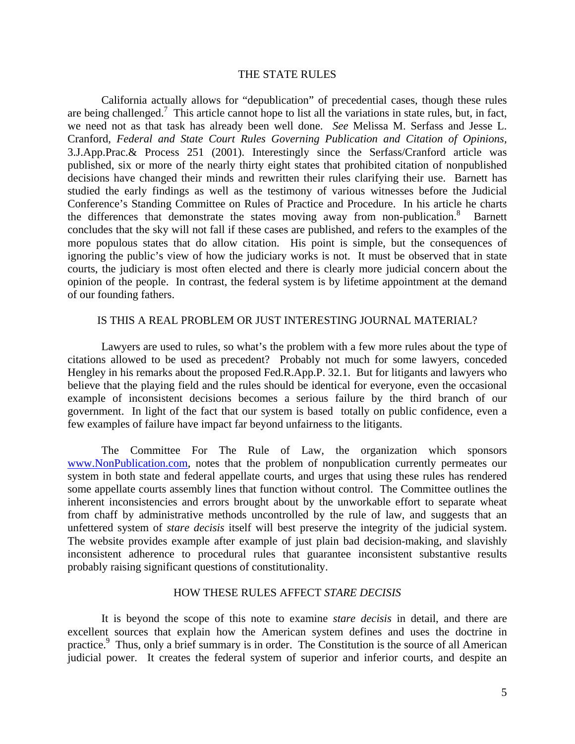## THE STATE RULES

California actually allows for "depublication" of precedential cases, though these rules are being challenged.[7] This article cannot hope to list all the variations in state rules, but, in fact, we need not as that task has already been well done. *See* Melissa M. Serfass and Jesse L. Cranford, *Federal and State Court Rules Governing Publication and Citation of Opinions,* 3.J.App.Prac.& Process 251 (2001). Interestingly since the Serfass/Cranford article was published, six or more of the nearly thirty eight states that prohibited citation of nonpublished decisions have changed their minds and rewritten their rules clarifying their use. Barnett has studied the early findings as well as the testimony of various witnesses before the Judicial Conference's Standing Committee on Rules of Practice and Procedure. In his article he charts the differences that demonstrate the states moving away from non-publication.[8] Barnett concludes that the sky will not fall if these cases are published, and refers to the examples of the more populous states that do allow citation. His point is simple, but the consequences of ignoring the public's view of how the judiciary works is not. It must be observed that in state courts, the judiciary is most often elected and there is clearly more judicial concern about the opinion of the people. In contrast, the federal system is by lifetime appointment at the demand of our founding fathers.

## IS THIS A REAL PROBLEM OR JUST INTERESTING JOURNAL MATERIAL?

Lawyers are used to rules, so what's the problem with a few more rules about the type of citations allowed to be used as precedent? Probably not much for some lawyers, conceded Hengley in his remarks about the proposed Fed.R.App.P. 32.1. But for litigants and lawyers who believe that the playing field and the rules should be identical for everyone, even the occasional example of inconsistent decisions becomes a serious failure by the third branch of our government. In light of the fact that our system is based totally on public confidence, even a few examples of failure have impact far beyond unfairness to the litigants.

The Committee For The Rule of Law, the organization which sponsors www.NonPublication.com, notes that the problem of nonpublication currently permeates our system in both state and federal appellate courts, and urges that using these rules has rendered some appellate courts assembly lines that function without control. The Committee outlines the inherent inconsistencies and errors brought about by the unworkable effort to separate wheat from chaff by administrative methods uncontrolled by the rule of law, and suggests that an unfettered system of *stare decisis* itself will best preserve the integrity of the judicial system. The website provides example after example of just plain bad decision-making, and slavishly inconsistent adherence to procedural rules that guarantee inconsistent substantive results probably raising significant questions of constitutionality.

## HOW THESE RULES AFFECT *STARE DECISIS*

It is beyond the scope of this note to examine *stare decisis* in detail, and there are excellent sources that explain how the American system defines and uses the doctrine in practice.[9] Thus, only a brief summary is in order. The Constitution is the source of all American judicial power. It creates the federal system of superior and inferior courts, and despite an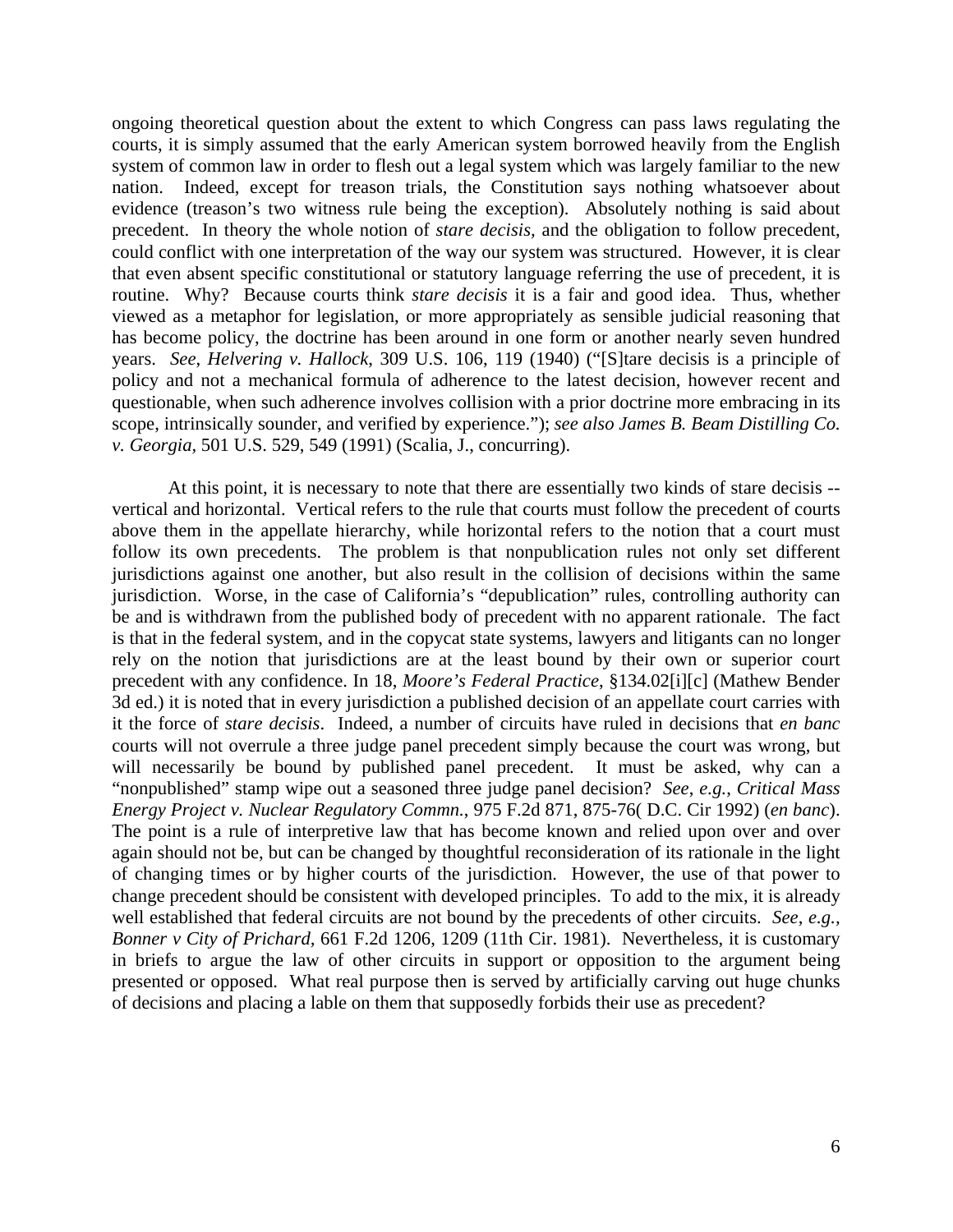ongoing theoretical question about the extent to which Congress can pass laws regulating the courts, it is simply assumed that the early American system borrowed heavily from the English system of common law in order to flesh out a legal system which was largely familiar to the new nation. Indeed, except for treason trials, the Constitution says nothing whatsoever about evidence (treason's two witness rule being the exception). Absolutely nothing is said about precedent. In theory the whole notion of *stare decisis*, and the obligation to follow precedent, could conflict with one interpretation of the way our system was structured. However, it is clear that even absent specific constitutional or statutory language referring the use of precedent, it is routine. Why? Because courts think *stare decisis* it is a fair and good idea. Thus, whether viewed as a metaphor for legislation, or more appropriately as sensible judicial reasoning that has become policy, the doctrine has been around in one form or another nearly seven hundred years. *See*, *Helvering v. Hallock*, 309 U.S. 106, 119 (1940) ("[S]tare decisis is a principle of policy and not a mechanical formula of adherence to the latest decision, however recent and questionable, when such adherence involves collision with a prior doctrine more embracing in its scope, intrinsically sounder, and verified by experience."); *see also James B. Beam Distilling Co. v. Georgia,* 501 U.S. 529, 549 (1991) (Scalia, J., concurring).

At this point, it is necessary to note that there are essentially two kinds of stare decisis -- vertical and horizontal. Vertical refers to the rule that courts must follow the precedent of courts above them in the appellate hierarchy, while horizontal refers to the notion that a court must follow its own precedents. The problem is that nonpublication rules not only set different jurisdictions against one another, but also result in the collision of decisions within the same jurisdiction. Worse, in the case of California's "depublication" rules, controlling authority can be and is withdrawn from the published body of precedent with no apparent rationale. The fact is that in the federal system, and in the copycat state systems, lawyers and litigants can no longer rely on the notion that jurisdictions are at the least bound by their own or superior court precedent with any confidence. In 18, *Moore's Federal Practice*, §134.02[i][c] (Mathew Bender 3d ed.) it is noted that in every jurisdiction a published decision of an appellate court carries with it the force of *stare decisis*. Indeed, a number of circuits have ruled in decisions that *en banc* courts will not overrule a three judge panel precedent simply because the court was wrong, but will necessarily be bound by published panel precedent. It must be asked, why can a "nonpublished" stamp wipe out a seasoned three judge panel decision? *See, e.g., Critical Mass Energy Project v. Nuclear Regulatory Commn.,* 975 F.2d 871, 875-76( D.C. Cir 1992) (*en banc*). The point is a rule of interpretive law that has become known and relied upon over and over again should not be, but can be changed by thoughtful reconsideration of its rationale in the light of changing times or by higher courts of the jurisdiction. However, the use of that power to change precedent should be consistent with developed principles. To add to the mix, it is already well established that federal circuits are not bound by the precedents of other circuits. *See, e.g., Bonner v City of Prichard,* 661 F.2d 1206, 1209 (11th Cir. 1981). Nevertheless, it is customary in briefs to argue the law of other circuits in support or opposition to the argument being presented or opposed. What real purpose then is served by artificially carving out huge chunks of decisions and placing a lable on them that supposedly forbids their use as precedent?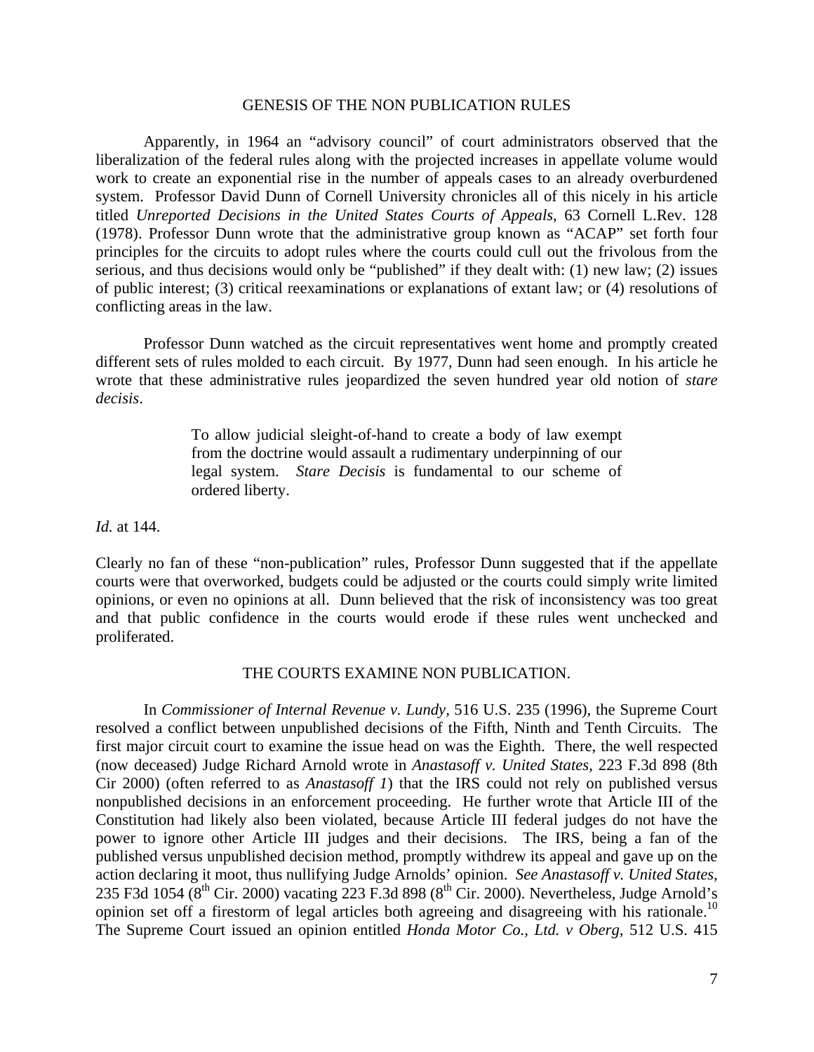## GENESIS OF THE NON PUBLICATION RULES

Apparently, in 1964 an "advisory council" of court administrators observed that the liberalization of the federal rules along with the projected increases in appellate volume would work to create an exponential rise in the number of appeals cases to an already overburdened system. Professor David Dunn of Cornell University chronicles all of this nicely in his article titled *Unreported Decisions in the United States Courts of Appeals*, 63 Cornell L.Rev. 128 (1978). Professor Dunn wrote that the administrative group known as "ACAP" set forth four principles for the circuits to adopt rules where the courts could cull out the frivolous from the serious, and thus decisions would only be "published" if they dealt with: (1) new law; (2) issues of public interest; (3) critical reexaminations or explanations of extant law; or (4) resolutions of conflicting areas in the law.

Professor Dunn watched as the circuit representatives went home and promptly created different sets of rules molded to each circuit. By 1977, Dunn had seen enough. In his article he wrote that these administrative rules jeopardized the seven hundred year old notion of *stare decisis*.

> To allow judicial sleight-of-hand to create a body of law exempt from the doctrine would assault a rudimentary underpinning of our legal system. *Stare Decisis* is fundamental to our scheme of ordered liberty.

*Id.* at 144.

Clearly no fan of these "non-publication" rules, Professor Dunn suggested that if the appellate courts were that overworked, budgets could be adjusted or the courts could simply write limited opinions, or even no opinions at all. Dunn believed that the risk of inconsistency was too great and that public confidence in the courts would erode if these rules went unchecked and proliferated.

## THE COURTS EXAMINE NON PUBLICATION.

In *Commissioner of Internal Revenue v. Lundy,* 516 U.S. 235 (1996), the Supreme Court resolved a conflict between unpublished decisions of the Fifth, Ninth and Tenth Circuits. The first major circuit court to examine the issue head on was the Eighth. There, the well respected (now deceased) Judge Richard Arnold wrote in *Anastasoff v. United States,* 223 F.3d 898 (8th Cir 2000) (often referred to as *Anastasoff 1*) that the IRS could not rely on published versus nonpublished decisions in an enforcement proceeding. He further wrote that Article III of the Constitution had likely also been violated, because Article III federal judges do not have the power to ignore other Article III judges and their decisions. The IRS, being a fan of the published versus unpublished decision method, promptly withdrew its appeal and gave up on the action declaring it moot, thus nullifying Judge Arnolds' opinion. *See Anastasoff v. United States*, 235 F3d 1054 (8th Cir. 2000) vacating 223 F.3d 898 (8th Cir. 2000). Nevertheless, Judge Arnold's opinion set off a firestorm of legal articles both agreeing and disagreeing with his rationale.[10] The Supreme Court issued an opinion entitled *Honda Motor Co., Ltd. v Oberg*, 512 U.S. 415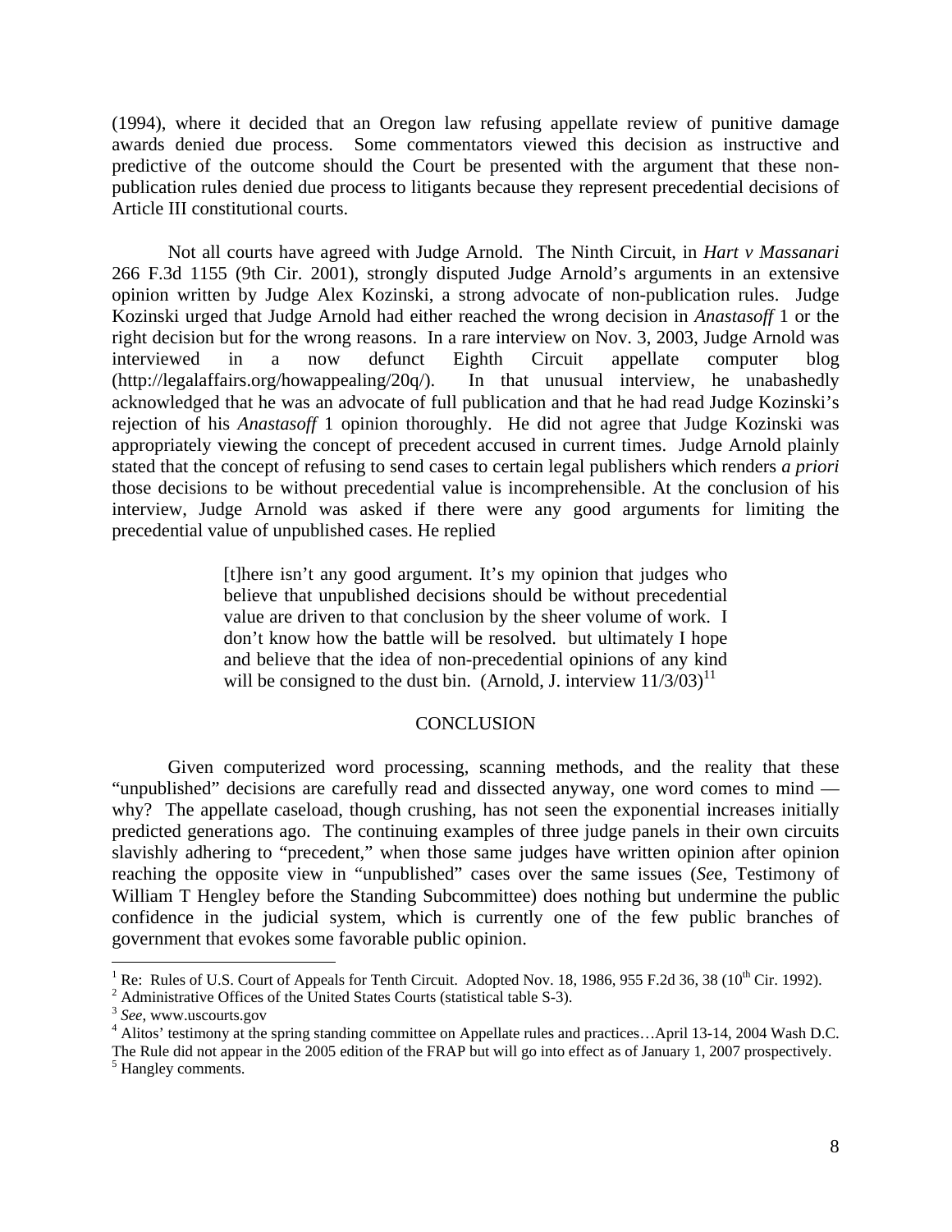(1994), where it decided that an Oregon law refusing appellate review of punitive damage awards denied due process. Some commentators viewed this decision as instructive and predictive of the outcome should the Court be presented with the argument that these non-publication rules denied due process to litigants because they represent precedential decisions of Article III constitutional courts.

Not all courts have agreed with Judge Arnold. The Ninth Circuit, in *Hart v Massanari* 266 F.3d 1155 (9th Cir. 2001), strongly disputed Judge Arnold's arguments in an extensive opinion written by Judge Alex Kozinski, a strong advocate of non-publication rules. Judge Kozinski urged that Judge Arnold had either reached the wrong decision in *Anastasoff* 1 or the right decision but for the wrong reasons. In a rare interview on Nov. 3, 2003, Judge Arnold was interviewed in a now defunct Eighth Circuit appellate computer blog (http://legalaffairs.org/howappealing/20q/). In that unusual interview, he unabashedly acknowledged that he was an advocate of full publication and that he had read Judge Kozinski's rejection of his *Anastasoff* 1 opinion thoroughly. He did not agree that Judge Kozinski was appropriately viewing the concept of precedent accused in current times. Judge Arnold plainly stated that the concept of refusing to send cases to certain legal publishers which renders *a priori* those decisions to be without precedential value is incomprehensible. At the conclusion of his interview, Judge Arnold was asked if there were any good arguments for limiting the precedential value of unpublished cases. He replied

> [t]here isn't any good argument. It's my opinion that judges who believe that unpublished decisions should be without precedential value are driven to that conclusion by the sheer volume of work. I don't know how the battle will be resolved. but ultimately I hope and believe that the idea of non-precedential opinions of any kind will be consigned to the dust bin. (Arnold, J. interview 11/3/03)[11]

## CONCLUSION

Given computerized word processing, scanning methods, and the reality that these "unpublished" decisions are carefully read and dissected anyway, one word comes to mind — why? The appellate caseload, though crushing, has not seen the exponential increases initially predicted generations ago. The continuing examples of three judge panels in their own circuits slavishly adhering to "precedent," when those same judges have written opinion after opinion reaching the opposite view in "unpublished" cases over the same issues (*See*, Testimony of William T Hengley before the Standing Subcommittee) does nothing but undermine the public confidence in the judicial system, which is currently one of the few public branches of government that evokes some favorable public opinion.

---

[1] Re: Rules of U.S. Court of Appeals for Tenth Circuit. Adopted Nov. 18, 1986, 955 F.2d 36, 38 (10th Cir. 1992).

[2] Administrative Offices of the United States Courts (statistical table S-3).

[3] *See*, www.uscourts.gov

[4] Alitos' testimony at the spring standing committee on Appellate rules and practices…April 13-14, 2004 Wash D.C. The Rule did not appear in the 2005 edition of the FRAP but will go into effect as of January 1, 2007 prospectively.

[5] Hangley comments.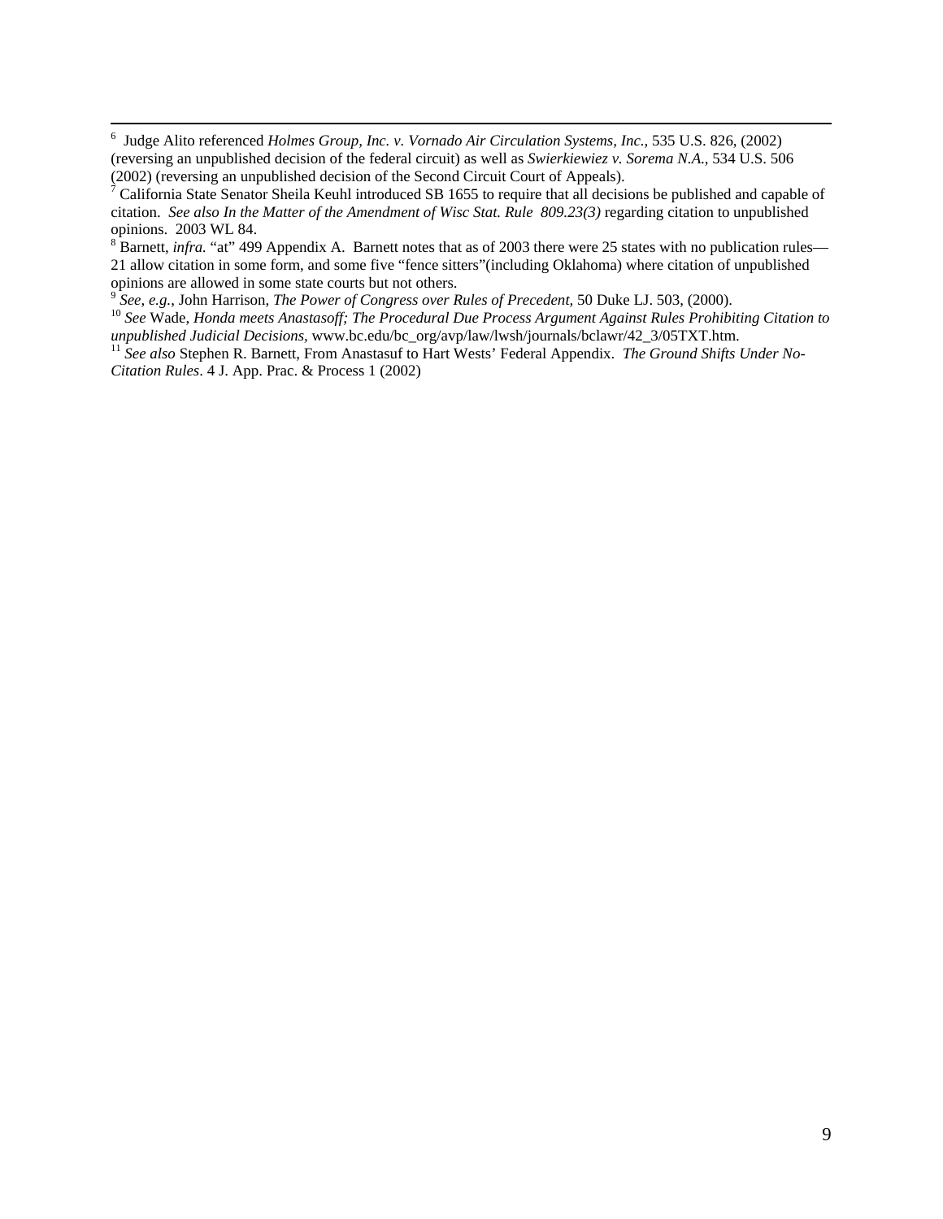[6] Judge Alito referenced *Holmes Group, Inc. v. Vornado Air Circulation Systems, Inc.*, 535 U.S. 826, (2002) (reversing an unpublished decision of the federal circuit) as well as *Swierkiewiez v. Sorema N.A.*, 534 U.S. 506 (2002) (reversing an unpublished decision of the Second Circuit Court of Appeals).

[7] California State Senator Sheila Keuhl introduced SB 1655 to require that all decisions be published and capable of citation. *See also In the Matter of the Amendment of Wisc Stat. Rule 809.23(3)* regarding citation to unpublished opinions. 2003 WL 84.

[8] Barnett, *infra.* "at" 499 Appendix A. Barnett notes that as of 2003 there were 25 states with no publication rules—21 allow citation in some form, and some five "fence sitters"(including Oklahoma) where citation of unpublished opinions are allowed in some state courts but not others.

[9] *See, e.g.*, John Harrison, *The Power of Congress over Rules of Precedent*, 50 Duke LJ. 503, (2000).

[10] *See* Wade, *Honda meets Anastasoff; The Procedural Due Process Argument Against Rules Prohibiting Citation to unpublished Judicial Decisions*, www.bc.edu/bc_org/avp/law/lwsh/journals/bclawr/42_3/05TXT.htm.

[11] *See also* Stephen R. Barnett, From Anastasuf to Hart Wests' Federal Appendix. *The Ground Shifts Under No-Citation Rules*. 4 J. App. Prac. & Process 1 (2002)